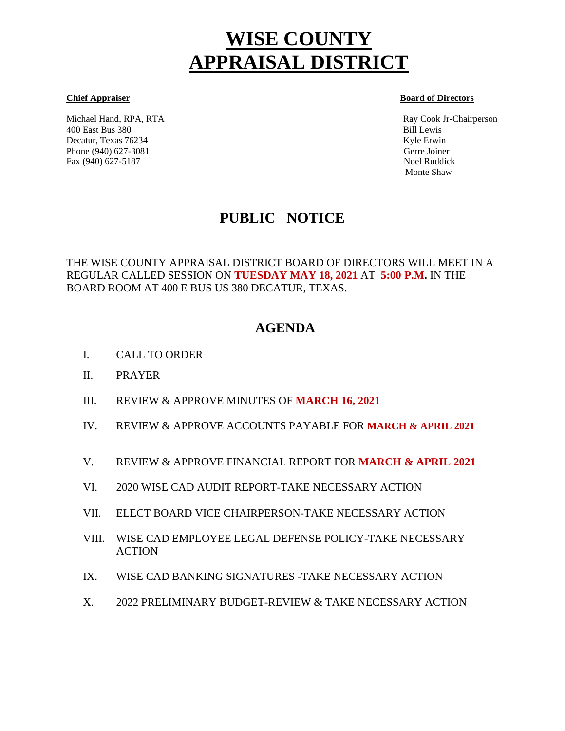# WISE COUNTY APPRAISAL DISTRICT

**Chief Appraiser**

Michael Hand, RPA, RTA
400 East Bus 380
Decatur, Texas 76234
Phone (940) 627-3081
Fax (940) 627-5187

**Board of Directors**

Ray Cook Jr-Chairperson
Bill Lewis
Kyle Erwin
Gerre Joiner
Noel Ruddick
Monte Shaw

## PUBLIC NOTICE

THE WISE COUNTY APPRAISAL DISTRICT BOARD OF DIRECTORS WILL MEET IN A REGULAR CALLED SESSION ON **TUESDAY MAY 18, 2021** AT **5:00 P.M.** IN THE BOARD ROOM AT 400 E BUS US 380 DECATUR, TEXAS.

## AGENDA

I. CALL TO ORDER

II. PRAYER

III. REVIEW & APPROVE MINUTES OF **MARCH 16, 2021**

IV. REVIEW & APPROVE ACCOUNTS PAYABLE FOR **MARCH & APRIL 2021**

V. REVIEW & APPROVE FINANCIAL REPORT FOR **MARCH & APRIL 2021**

VI. 2020 WISE CAD AUDIT REPORT-TAKE NECESSARY ACTION

VII. ELECT BOARD VICE CHAIRPERSON-TAKE NECESSARY ACTION

VIII. WISE CAD EMPLOYEE LEGAL DEFENSE POLICY-TAKE NECESSARY ACTION

IX. WISE CAD BANKING SIGNATURES -TAKE NECESSARY ACTION

X. 2022 PRELIMINARY BUDGET-REVIEW & TAKE NECESSARY ACTION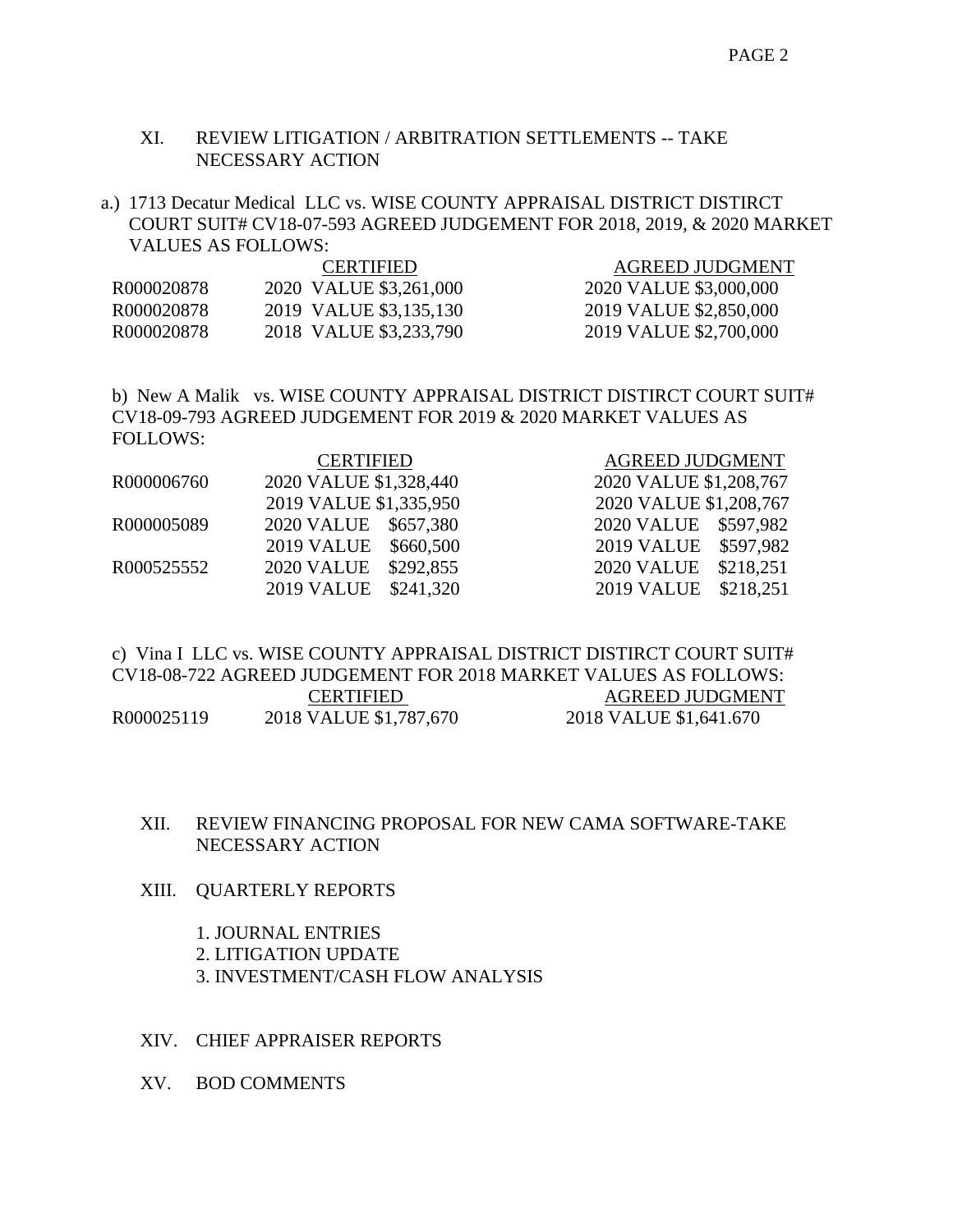XI. REVIEW LITIGATION / ARBITRATION SETTLEMENTS -- TAKE NECESSARY ACTION

a.) 1713 Decatur Medical LLC vs. WISE COUNTY APPRAISAL DISTRICT DISTIRCT COURT SUIT# CV18-07-593 AGREED JUDGEMENT FOR 2018, 2019, & 2020 MARKET VALUES AS FOLLOWS:

| | CERTIFIED | AGREED JUDGMENT |
|---|---|---|
| R000020878 | 2020 VALUE $3,261,000 | 2020 VALUE $3,000,000 |
| R000020878 | 2019 VALUE $3,135,130 | 2019 VALUE $2,850,000 |
| R000020878 | 2018 VALUE $3,233,790 | 2019 VALUE $2,700,000 |

b) New A Malik vs. WISE COUNTY APPRAISAL DISTRICT DISTIRCT COURT SUIT# CV18-09-793 AGREED JUDGEMENT FOR 2019 & 2020 MARKET VALUES AS FOLLOWS:

| | CERTIFIED | AGREED JUDGMENT |
|---|---|---|
| R000006760 | 2020 VALUE $1,328,440 | 2020 VALUE $1,208,767 |
| | 2019 VALUE $1,335,950 | 2020 VALUE $1,208,767 |
| R000005089 | 2020 VALUE $657,380 | 2020 VALUE $597,982 |
| | 2019 VALUE $660,500 | 2019 VALUE $597,982 |
| R000525552 | 2020 VALUE $292,855 | 2020 VALUE $218,251 |
| | 2019 VALUE $241,320 | 2019 VALUE $218,251 |

c) Vina I LLC vs. WISE COUNTY APPRAISAL DISTRICT DISTIRCT COURT SUIT# CV18-08-722 AGREED JUDGEMENT FOR 2018 MARKET VALUES AS FOLLOWS:

| | CERTIFIED | AGREED JUDGMENT |
|---|---|---|
| R000025119 | 2018 VALUE $1,787,670 | 2018 VALUE $1,641.670 |

XII. REVIEW FINANCING PROPOSAL FOR NEW CAMA SOFTWARE-TAKE NECESSARY ACTION

XIII. QUARTERLY REPORTS

1. JOURNAL ENTRIES
2. LITIGATION UPDATE
3. INVESTMENT/CASH FLOW ANALYSIS

XIV. CHIEF APPRAISER REPORTS

XV. BOD COMMENTS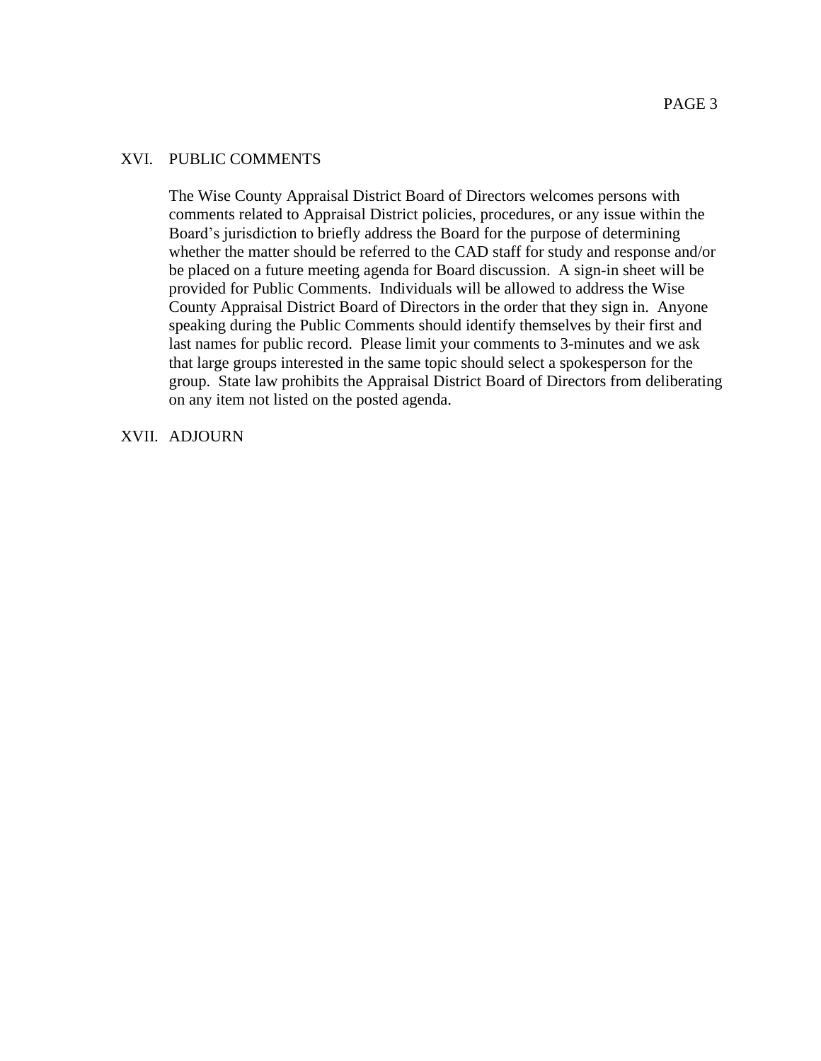XVI. PUBLIC COMMENTS

The Wise County Appraisal District Board of Directors welcomes persons with comments related to Appraisal District policies, procedures, or any issue within the Board's jurisdiction to briefly address the Board for the purpose of determining whether the matter should be referred to the CAD staff for study and response and/or be placed on a future meeting agenda for Board discussion. A sign-in sheet will be provided for Public Comments. Individuals will be allowed to address the Wise County Appraisal District Board of Directors in the order that they sign in. Anyone speaking during the Public Comments should identify themselves by their first and last names for public record. Please limit your comments to 3-minutes and we ask that large groups interested in the same topic should select a spokesperson for the group. State law prohibits the Appraisal District Board of Directors from deliberating on any item not listed on the posted agenda.

XVII. ADJOURN